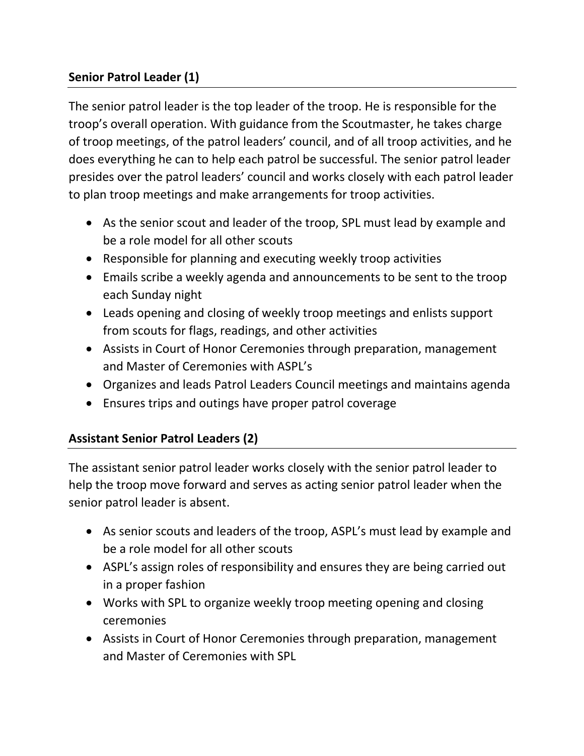**Senior Patrol Leader (1)**

The senior patrol leader is the top leader of the troop. He is responsible for the troop's overall operation. With guidance from the Scoutmaster, he takes charge of troop meetings, of the patrol leaders' council, and of all troop activities, and he does everything he can to help each patrol be successful. The senior patrol leader presides over the patrol leaders' council and works closely with each patrol leader to plan troop meetings and make arrangements for troop activities.

- As the senior scout and leader of the troop, SPL must lead by example and be a role model for all other scouts
- Responsible for planning and executing weekly troop activities
- Emails scribe a weekly agenda and announcements to be sent to the troop each Sunday night
- Leads opening and closing of weekly troop meetings and enlists support from scouts for flags, readings, and other activities
- Assists in Court of Honor Ceremonies through preparation, management and Master of Ceremonies with ASPL's
- Organizes and leads Patrol Leaders Council meetings and maintains agenda
- Ensures trips and outings have proper patrol coverage

**Assistant Senior Patrol Leaders (2)**

The assistant senior patrol leader works closely with the senior patrol leader to help the troop move forward and serves as acting senior patrol leader when the senior patrol leader is absent.

- As senior scouts and leaders of the troop, ASPL's must lead by example and be a role model for all other scouts
- ASPL's assign roles of responsibility and ensures they are being carried out in a proper fashion
- Works with SPL to organize weekly troop meeting opening and closing ceremonies
- Assists in Court of Honor Ceremonies through preparation, management and Master of Ceremonies with SPL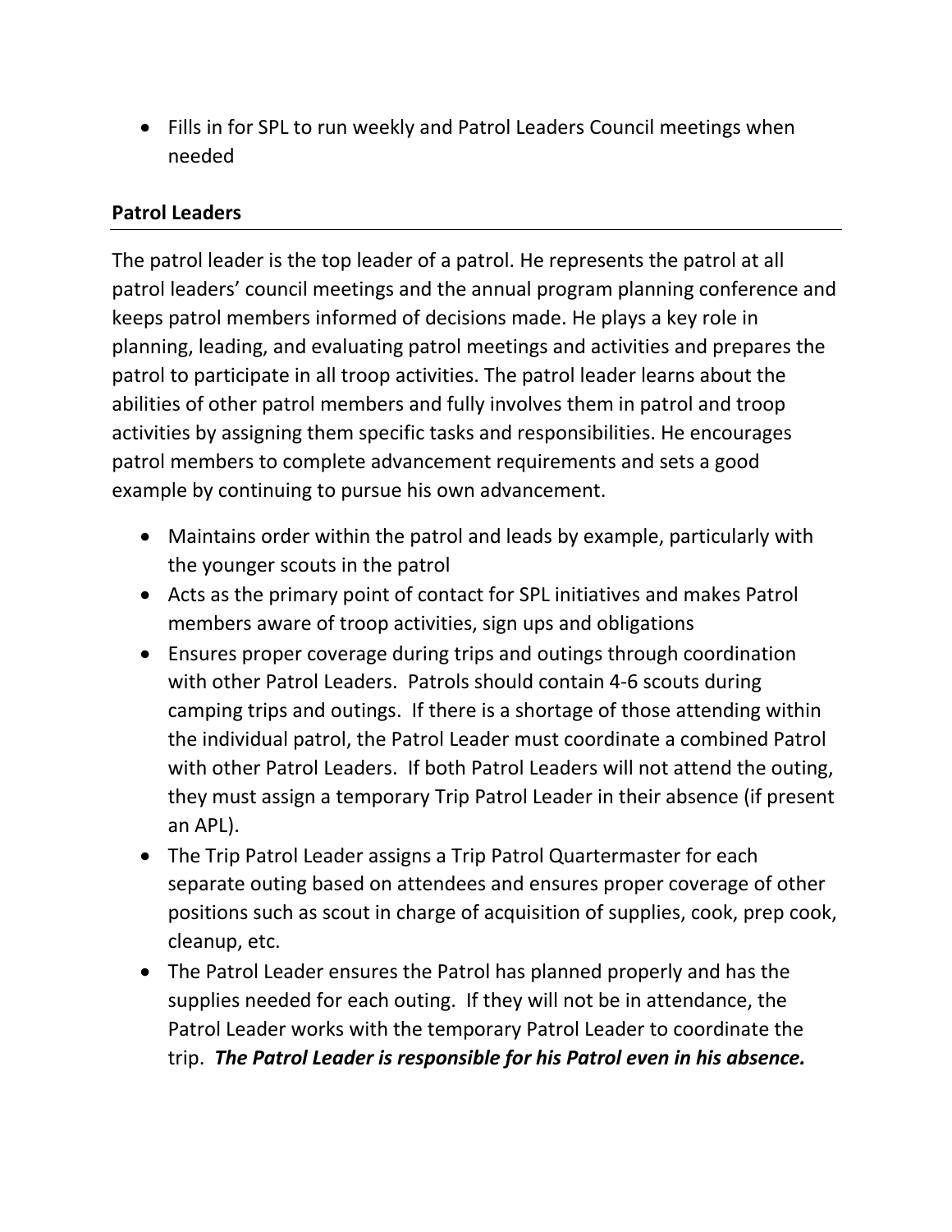- Fills in for SPL to run weekly and Patrol Leaders Council meetings when needed

## Patrol Leaders

The patrol leader is the top leader of a patrol. He represents the patrol at all patrol leaders' council meetings and the annual program planning conference and keeps patrol members informed of decisions made. He plays a key role in planning, leading, and evaluating patrol meetings and activities and prepares the patrol to participate in all troop activities. The patrol leader learns about the abilities of other patrol members and fully involves them in patrol and troop activities by assigning them specific tasks and responsibilities. He encourages patrol members to complete advancement requirements and sets a good example by continuing to pursue his own advancement.

- Maintains order within the patrol and leads by example, particularly with the younger scouts in the patrol
- Acts as the primary point of contact for SPL initiatives and makes Patrol members aware of troop activities, sign ups and obligations
- Ensures proper coverage during trips and outings through coordination with other Patrol Leaders. Patrols should contain 4-6 scouts during camping trips and outings. If there is a shortage of those attending within the individual patrol, the Patrol Leader must coordinate a combined Patrol with other Patrol Leaders. If both Patrol Leaders will not attend the outing, they must assign a temporary Trip Patrol Leader in their absence (if present an APL).
- The Trip Patrol Leader assigns a Trip Patrol Quartermaster for each separate outing based on attendees and ensures proper coverage of other positions such as scout in charge of acquisition of supplies, cook, prep cook, cleanup, etc.
- The Patrol Leader ensures the Patrol has planned properly and has the supplies needed for each outing. If they will not be in attendance, the Patrol Leader works with the temporary Patrol Leader to coordinate the trip. ***The Patrol Leader is responsible for his Patrol even in his absence.***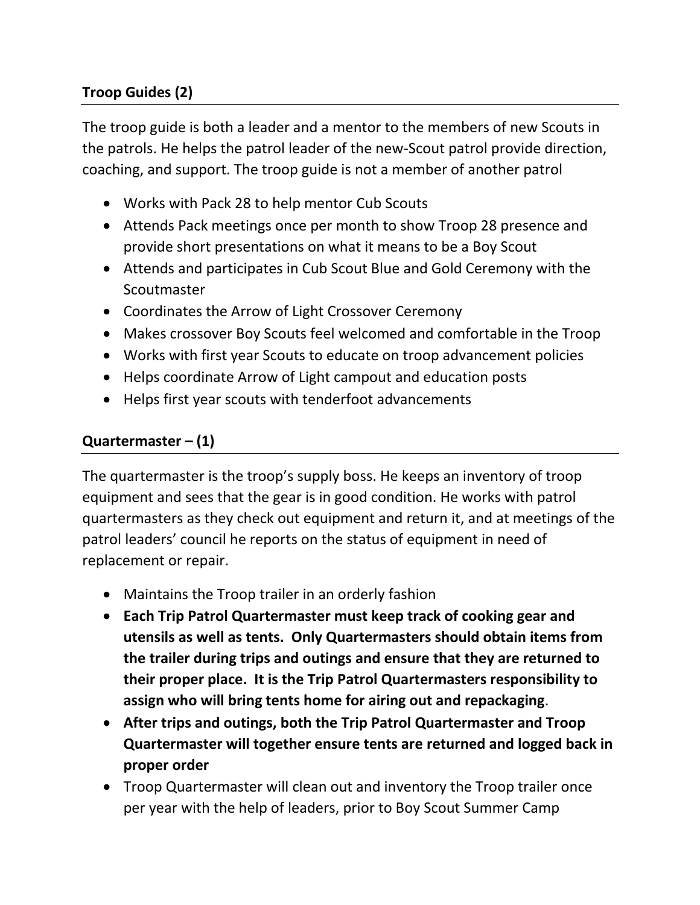## **Troop Guides (2)**

The troop guide is both a leader and a mentor to the members of new Scouts in the patrols. He helps the patrol leader of the new-Scout patrol provide direction, coaching, and support. The troop guide is not a member of another patrol

- Works with Pack 28 to help mentor Cub Scouts
- Attends Pack meetings once per month to show Troop 28 presence and provide short presentations on what it means to be a Boy Scout
- Attends and participates in Cub Scout Blue and Gold Ceremony with the Scoutmaster
- Coordinates the Arrow of Light Crossover Ceremony
- Makes crossover Boy Scouts feel welcomed and comfortable in the Troop
- Works with first year Scouts to educate on troop advancement policies
- Helps coordinate Arrow of Light campout and education posts
- Helps first year scouts with tenderfoot advancements

## **Quartermaster – (1)**

The quartermaster is the troop's supply boss. He keeps an inventory of troop equipment and sees that the gear is in good condition. He works with patrol quartermasters as they check out equipment and return it, and at meetings of the patrol leaders' council he reports on the status of equipment in need of replacement or repair.

- Maintains the Troop trailer in an orderly fashion
- **Each Trip Patrol Quartermaster must keep track of cooking gear and utensils as well as tents. Only Quartermasters should obtain items from the trailer during trips and outings and ensure that they are returned to their proper place. It is the Trip Patrol Quartermasters responsibility to assign who will bring tents home for airing out and repackaging**.
- **After trips and outings, both the Trip Patrol Quartermaster and Troop Quartermaster will together ensure tents are returned and logged back in proper order**
- Troop Quartermaster will clean out and inventory the Troop trailer once per year with the help of leaders, prior to Boy Scout Summer Camp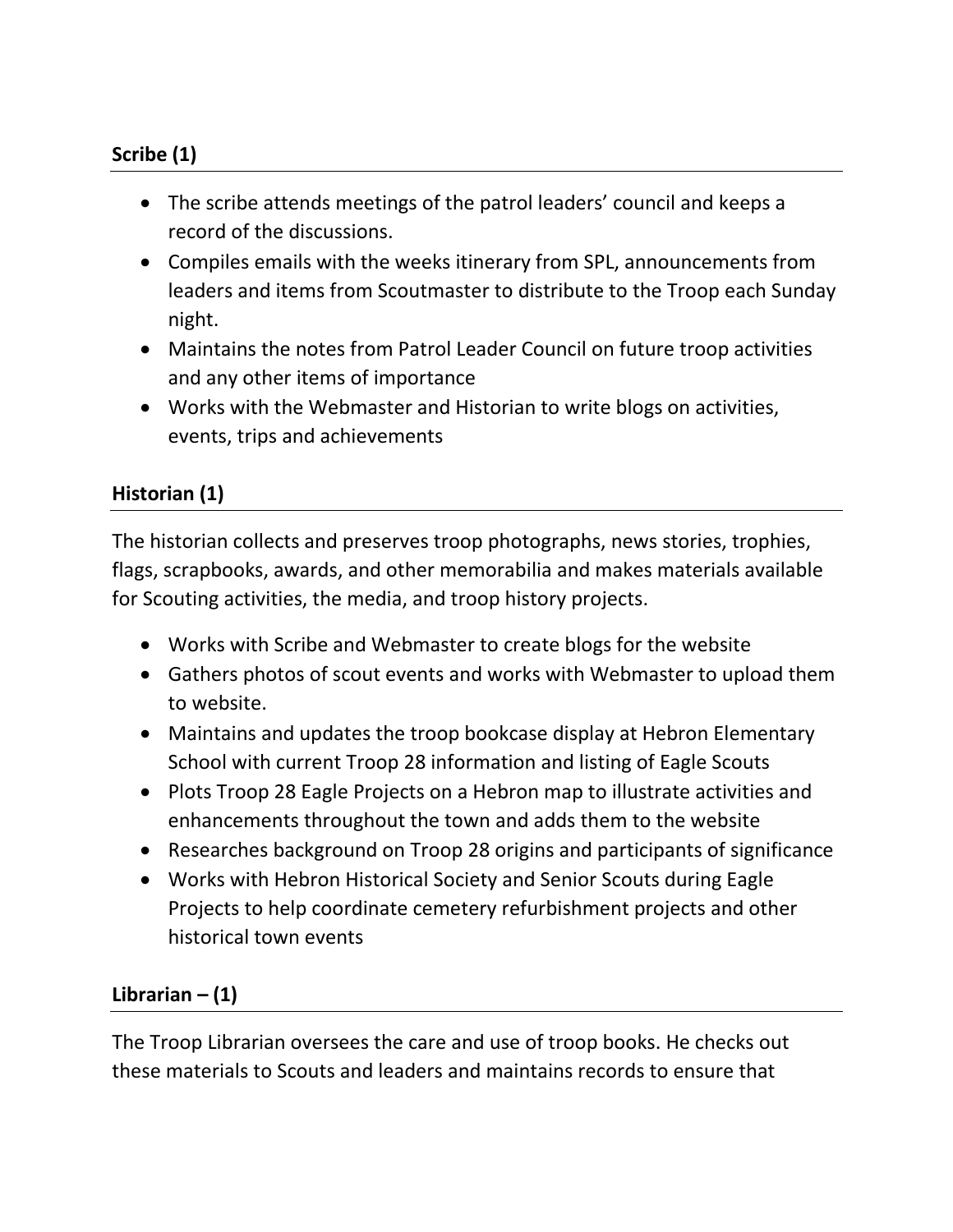### **Scribe (1)**

- The scribe attends meetings of the patrol leaders' council and keeps a record of the discussions.
- Compiles emails with the weeks itinerary from SPL, announcements from leaders and items from Scoutmaster to distribute to the Troop each Sunday night.
- Maintains the notes from Patrol Leader Council on future troop activities and any other items of importance
- Works with the Webmaster and Historian to write blogs on activities, events, trips and achievements

### **Historian (1)**

The historian collects and preserves troop photographs, news stories, trophies, flags, scrapbooks, awards, and other memorabilia and makes materials available for Scouting activities, the media, and troop history projects.

- Works with Scribe and Webmaster to create blogs for the website
- Gathers photos of scout events and works with Webmaster to upload them to website.
- Maintains and updates the troop bookcase display at Hebron Elementary School with current Troop 28 information and listing of Eagle Scouts
- Plots Troop 28 Eagle Projects on a Hebron map to illustrate activities and enhancements throughout the town and adds them to the website
- Researches background on Troop 28 origins and participants of significance
- Works with Hebron Historical Society and Senior Scouts during Eagle Projects to help coordinate cemetery refurbishment projects and other historical town events

### **Librarian – (1)**

The Troop Librarian oversees the care and use of troop books. He checks out these materials to Scouts and leaders and maintains records to ensure that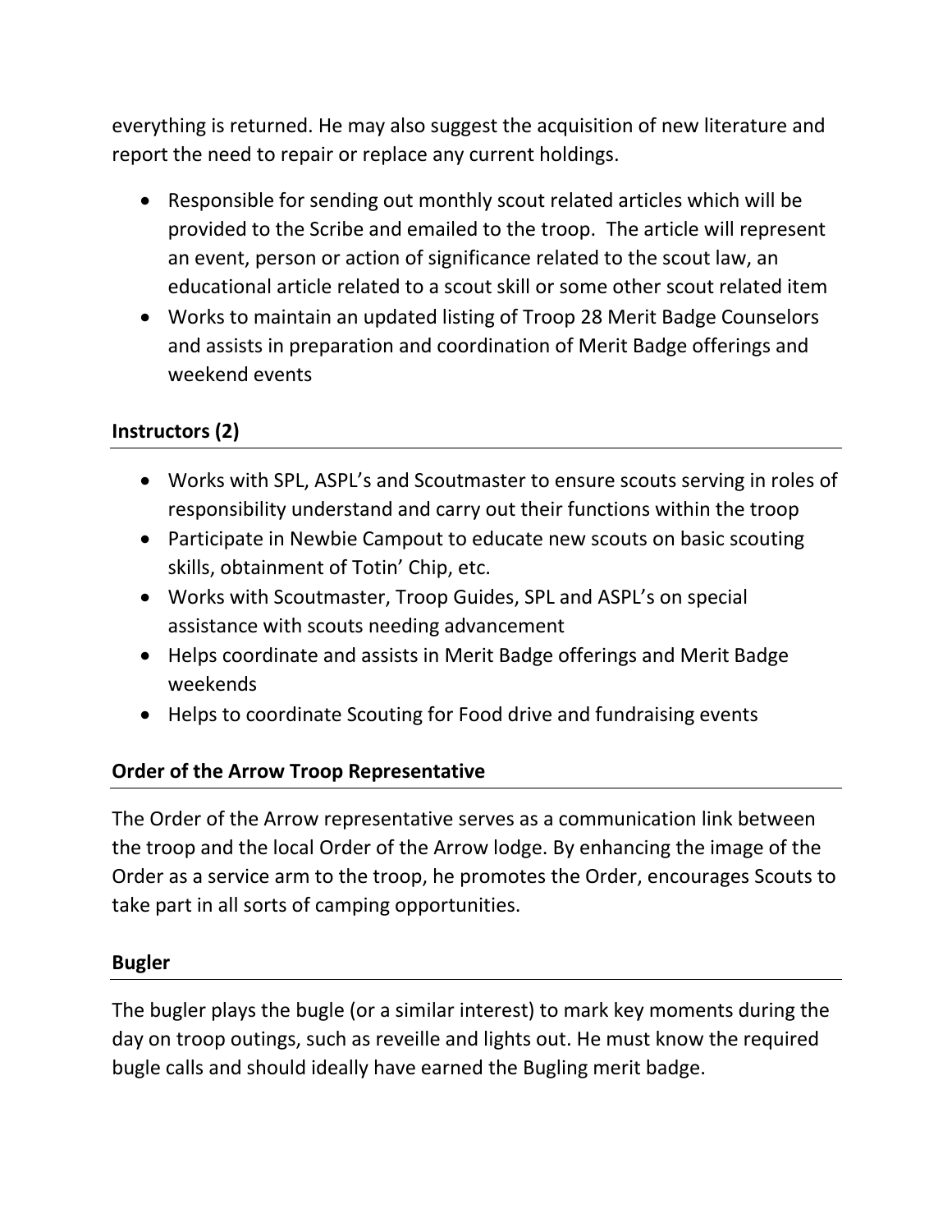everything is returned. He may also suggest the acquisition of new literature and report the need to repair or replace any current holdings.

- Responsible for sending out monthly scout related articles which will be provided to the Scribe and emailed to the troop. The article will represent an event, person or action of significance related to the scout law, an educational article related to a scout skill or some other scout related item
- Works to maintain an updated listing of Troop 28 Merit Badge Counselors and assists in preparation and coordination of Merit Badge offerings and weekend events

### Instructors (2)

- Works with SPL, ASPL's and Scoutmaster to ensure scouts serving in roles of responsibility understand and carry out their functions within the troop
- Participate in Newbie Campout to educate new scouts on basic scouting skills, obtainment of Totin' Chip, etc.
- Works with Scoutmaster, Troop Guides, SPL and ASPL's on special assistance with scouts needing advancement
- Helps coordinate and assists in Merit Badge offerings and Merit Badge weekends
- Helps to coordinate Scouting for Food drive and fundraising events

### Order of the Arrow Troop Representative

The Order of the Arrow representative serves as a communication link between the troop and the local Order of the Arrow lodge. By enhancing the image of the Order as a service arm to the troop, he promotes the Order, encourages Scouts to take part in all sorts of camping opportunities.

### Bugler

The bugler plays the bugle (or a similar interest) to mark key moments during the day on troop outings, such as reveille and lights out. He must know the required bugle calls and should ideally have earned the Bugling merit badge.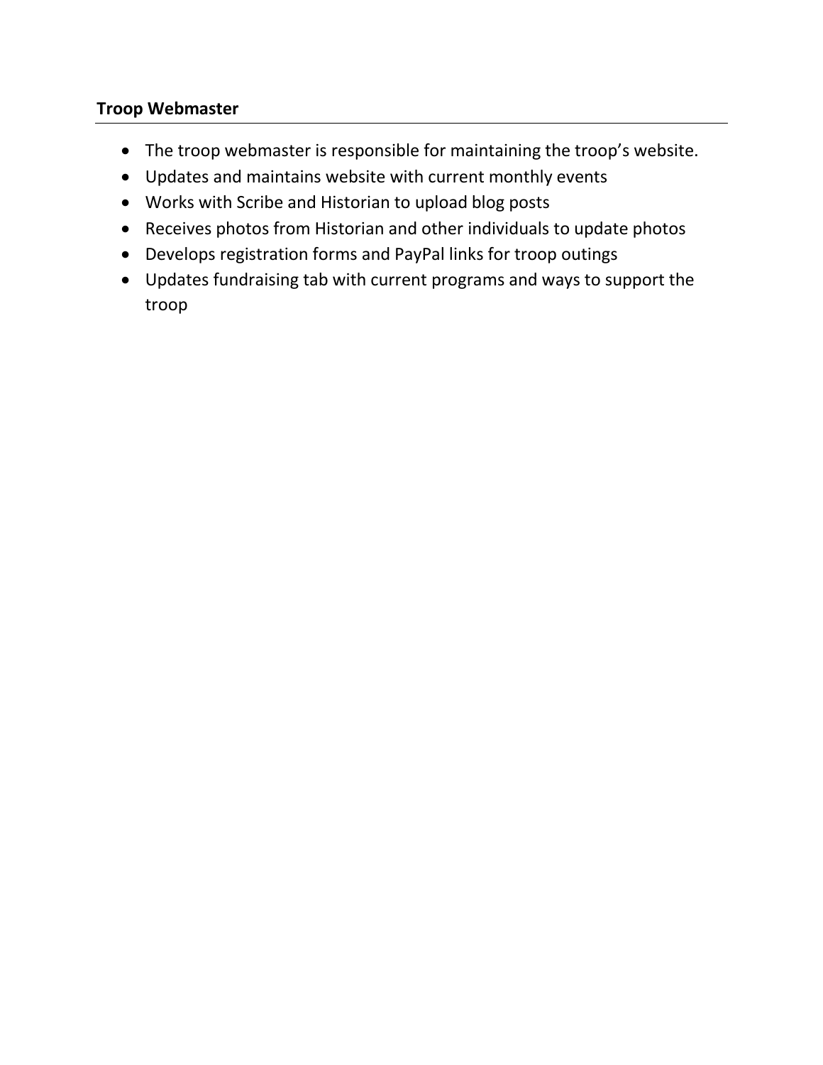## Troop Webmaster

- The troop webmaster is responsible for maintaining the troop's website.
- Updates and maintains website with current monthly events
- Works with Scribe and Historian to upload blog posts
- Receives photos from Historian and other individuals to update photos
- Develops registration forms and PayPal links for troop outings
- Updates fundraising tab with current programs and ways to support the troop